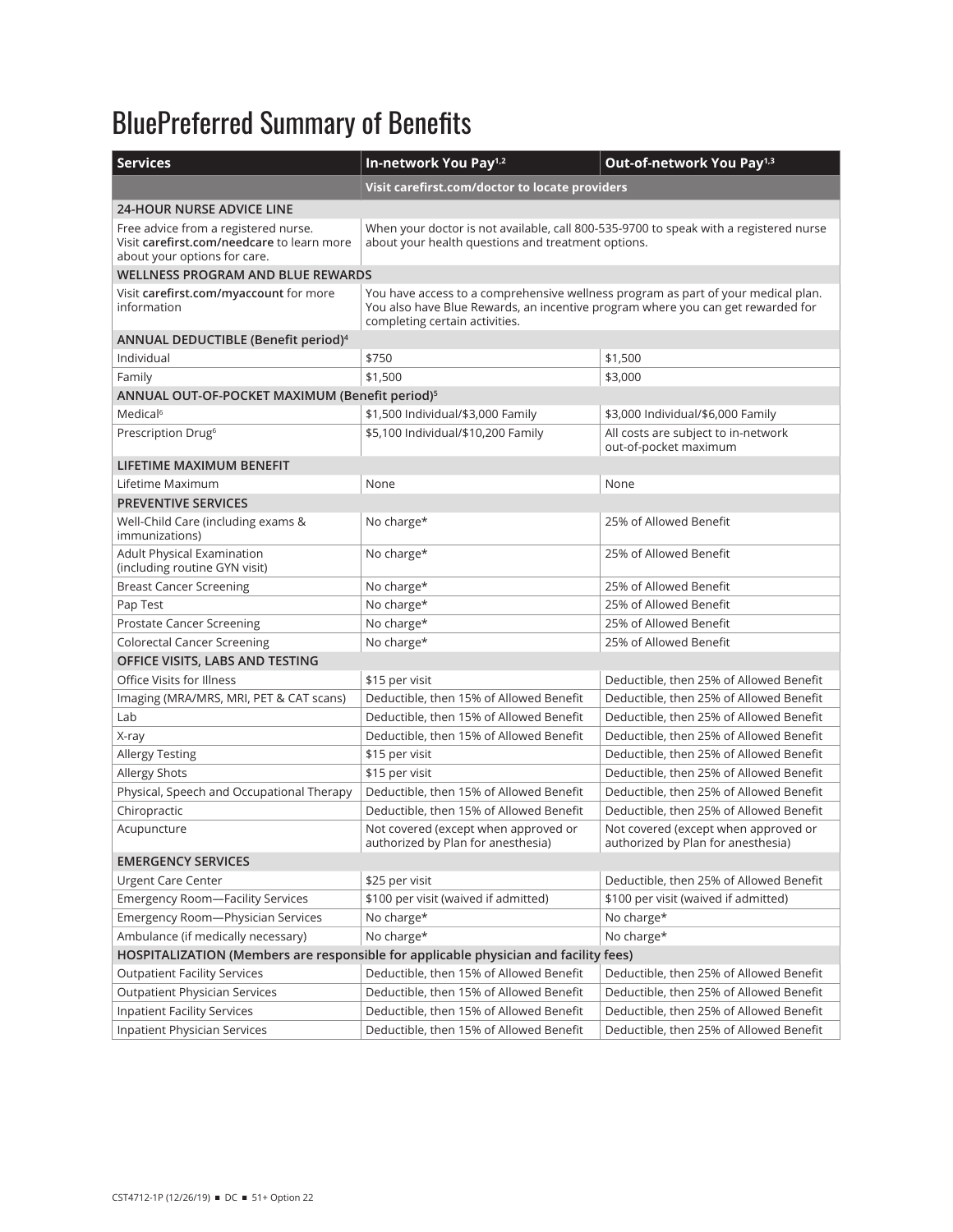# BluePreferred Summary of Benefits

| Services | In-network You Pay[1,2] | Out-of-network You Pay[1,3] |
|---|---|---|
| | **Visit carefirst.com/doctor to locate providers** | |
| **24-HOUR NURSE ADVICE LINE** | | |
| Free advice from a registered nurse. Visit **carefirst.com/needcare** to learn more about your options for care. | When your doctor is not available, call 800-535-9700 to speak with a registered nurse about your health questions and treatment options. | |
| **WELLNESS PROGRAM AND BLUE REWARDS** | | |
| Visit **carefirst.com/myaccount** for more information | You have access to a comprehensive wellness program as part of your medical plan. You also have Blue Rewards, an incentive program where you can get rewarded for completing certain activities. | |
| **ANNUAL DEDUCTIBLE (Benefit period)[4]** | | |
| Individual | $750 | $1,500 |
| Family | $1,500 | $3,000 |
| **ANNUAL OUT-OF-POCKET MAXIMUM (Benefit period)[5]** | | |
| Medical[6] | $1,500 Individual/$3,000 Family | $3,000 Individual/$6,000 Family |
| Prescription Drug[6] | $5,100 Individual/$10,200 Family | All costs are subject to in-network out-of-pocket maximum |
| **LIFETIME MAXIMUM BENEFIT** | | |
| Lifetime Maximum | None | None |
| **PREVENTIVE SERVICES** | | |
| Well-Child Care (including exams & immunizations) | No charge* | 25% of Allowed Benefit |
| Adult Physical Examination (including routine GYN visit) | No charge* | 25% of Allowed Benefit |
| Breast Cancer Screening | No charge* | 25% of Allowed Benefit |
| Pap Test | No charge* | 25% of Allowed Benefit |
| Prostate Cancer Screening | No charge* | 25% of Allowed Benefit |
| Colorectal Cancer Screening | No charge* | 25% of Allowed Benefit |
| **OFFICE VISITS, LABS AND TESTING** | | |
| Office Visits for Illness | $15 per visit | Deductible, then 25% of Allowed Benefit |
| Imaging (MRA/MRS, MRI, PET & CAT scans) | Deductible, then 15% of Allowed Benefit | Deductible, then 25% of Allowed Benefit |
| Lab | Deductible, then 15% of Allowed Benefit | Deductible, then 25% of Allowed Benefit |
| X-ray | Deductible, then 15% of Allowed Benefit | Deductible, then 25% of Allowed Benefit |
| Allergy Testing | $15 per visit | Deductible, then 25% of Allowed Benefit |
| Allergy Shots | $15 per visit | Deductible, then 25% of Allowed Benefit |
| Physical, Speech and Occupational Therapy | Deductible, then 15% of Allowed Benefit | Deductible, then 25% of Allowed Benefit |
| Chiropractic | Deductible, then 15% of Allowed Benefit | Deductible, then 25% of Allowed Benefit |
| Acupuncture | Not covered (except when approved or authorized by Plan for anesthesia) | Not covered (except when approved or authorized by Plan for anesthesia) |
| **EMERGENCY SERVICES** | | |
| Urgent Care Center | $25 per visit | Deductible, then 25% of Allowed Benefit |
| Emergency Room—Facility Services | $100 per visit (waived if admitted) | $100 per visit (waived if admitted) |
| Emergency Room—Physician Services | No charge* | No charge* |
| Ambulance (if medically necessary) | No charge* | No charge* |
| **HOSPITALIZATION (Members are responsible for applicable physician and facility fees)** | | |
| Outpatient Facility Services | Deductible, then 15% of Allowed Benefit | Deductible, then 25% of Allowed Benefit |
| Outpatient Physician Services | Deductible, then 15% of Allowed Benefit | Deductible, then 25% of Allowed Benefit |
| Inpatient Facility Services | Deductible, then 15% of Allowed Benefit | Deductible, then 25% of Allowed Benefit |
| Inpatient Physician Services | Deductible, then 15% of Allowed Benefit | Deductible, then 25% of Allowed Benefit |

CST4712-1P (12/26/19) ■ DC ■ 51+ Option 22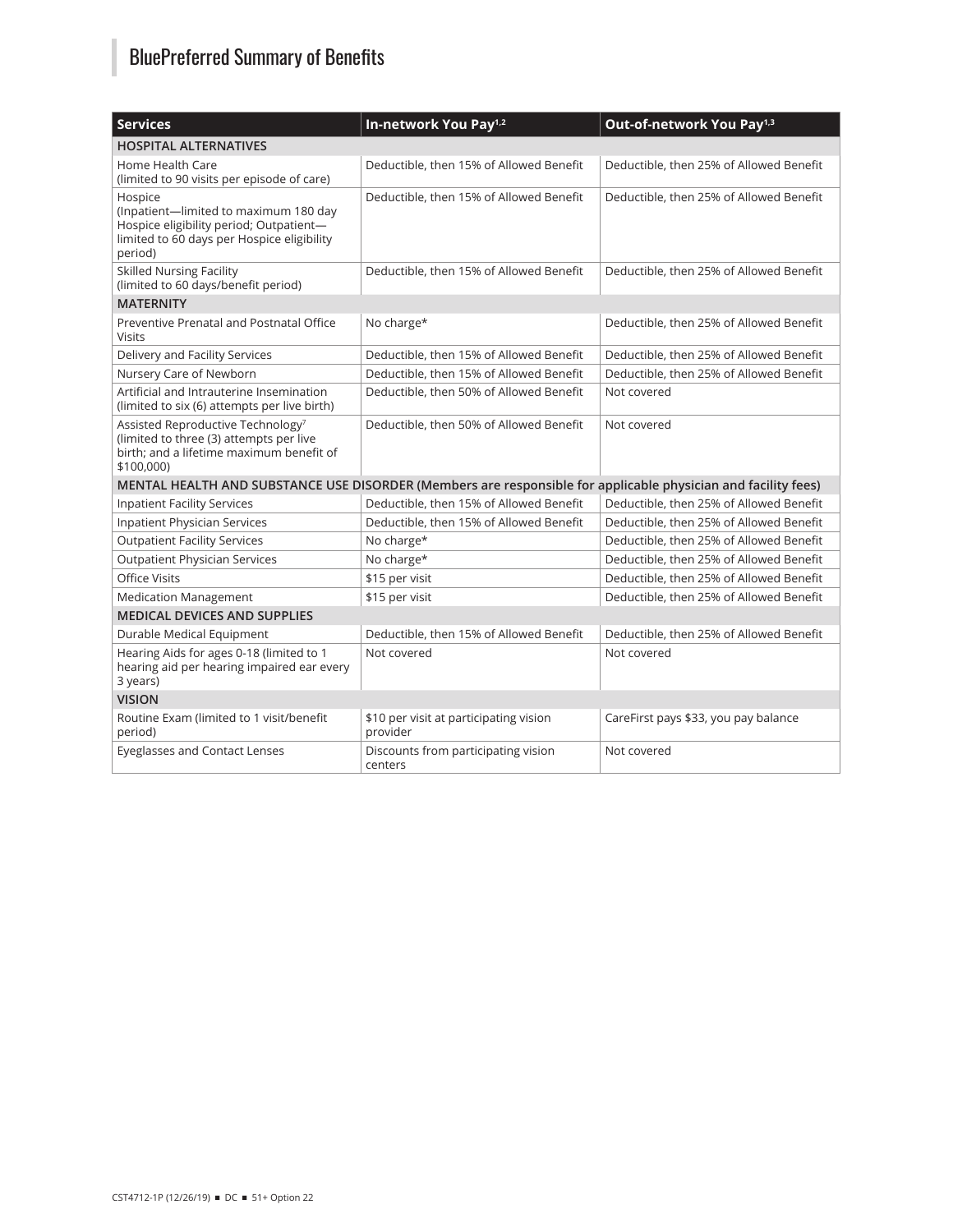# BluePreferred Summary of Benefits

| Services | In-network You Pay[1,2] | Out-of-network You Pay[1,3] |
| --- | --- | --- |
| **HOSPITAL ALTERNATIVES** | | |
| Home Health Care (limited to 90 visits per episode of care) | Deductible, then 15% of Allowed Benefit | Deductible, then 25% of Allowed Benefit |
| Hospice (Inpatient—limited to maximum 180 day Hospice eligibility period; Outpatient—limited to 60 days per Hospice eligibility period) | Deductible, then 15% of Allowed Benefit | Deductible, then 25% of Allowed Benefit |
| Skilled Nursing Facility (limited to 60 days/benefit period) | Deductible, then 15% of Allowed Benefit | Deductible, then 25% of Allowed Benefit |
| **MATERNITY** | | |
| Preventive Prenatal and Postnatal Office Visits | No charge* | Deductible, then 25% of Allowed Benefit |
| Delivery and Facility Services | Deductible, then 15% of Allowed Benefit | Deductible, then 25% of Allowed Benefit |
| Nursery Care of Newborn | Deductible, then 15% of Allowed Benefit | Deductible, then 25% of Allowed Benefit |
| Artificial and Intrauterine Insemination (limited to six (6) attempts per live birth) | Deductible, then 50% of Allowed Benefit | Not covered |
| Assisted Reproductive Technology[7] (limited to three (3) attempts per live birth; and a lifetime maximum benefit of $100,000) | Deductible, then 50% of Allowed Benefit | Not covered |
| **MENTAL HEALTH AND SUBSTANCE USE DISORDER (Members are responsible for applicable physician and facility fees)** | | |
| Inpatient Facility Services | Deductible, then 15% of Allowed Benefit | Deductible, then 25% of Allowed Benefit |
| Inpatient Physician Services | Deductible, then 15% of Allowed Benefit | Deductible, then 25% of Allowed Benefit |
| Outpatient Facility Services | No charge* | Deductible, then 25% of Allowed Benefit |
| Outpatient Physician Services | No charge* | Deductible, then 25% of Allowed Benefit |
| Office Visits | $15 per visit | Deductible, then 25% of Allowed Benefit |
| Medication Management | $15 per visit | Deductible, then 25% of Allowed Benefit |
| **MEDICAL DEVICES AND SUPPLIES** | | |
| Durable Medical Equipment | Deductible, then 15% of Allowed Benefit | Deductible, then 25% of Allowed Benefit |
| Hearing Aids for ages 0-18 (limited to 1 hearing aid per hearing impaired ear every 3 years) | Not covered | Not covered |
| **VISION** | | |
| Routine Exam (limited to 1 visit/benefit period) | $10 per visit at participating vision provider | CareFirst pays $33, you pay balance |
| Eyeglasses and Contact Lenses | Discounts from participating vision centers | Not covered |

CST4712-1P (12/26/19) ■ DC ■ 51+ Option 22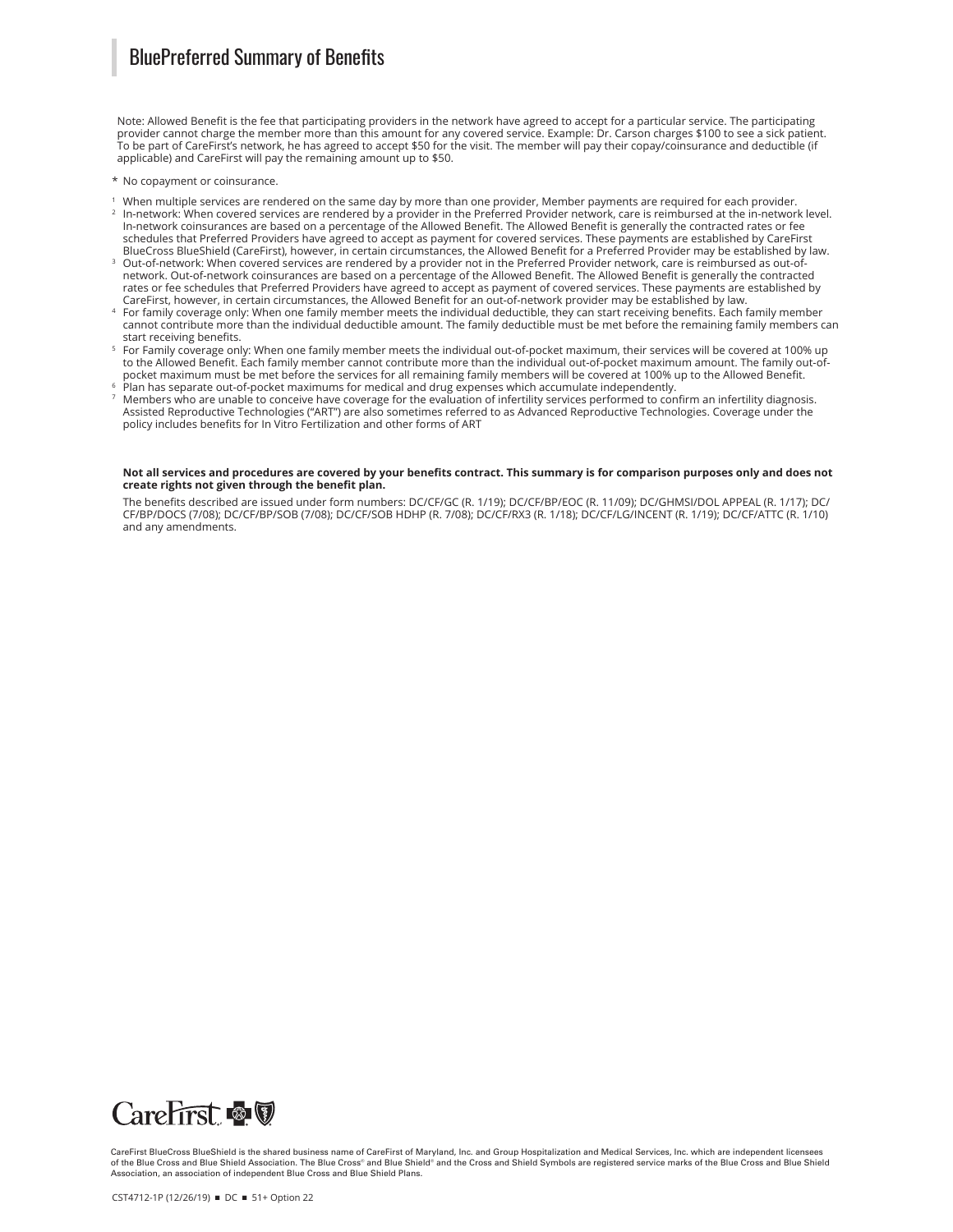# BluePreferred Summary of Benefits

Note: Allowed Benefit is the fee that participating providers in the network have agreed to accept for a particular service. The participating provider cannot charge the member more than this amount for any covered service. Example: Dr. Carson charges $100 to see a sick patient. To be part of CareFirst's network, he has agreed to accept $50 for the visit. The member will pay their copay/coinsurance and deductible (if applicable) and CareFirst will pay the remaining amount up to $50.

\* No copayment or coinsurance.

[1] When multiple services are rendered on the same day by more than one provider, Member payments are required for each provider.

[2] In-network: When covered services are rendered by a provider in the Preferred Provider network, care is reimbursed at the in-network level. In-network coinsurances are based on a percentage of the Allowed Benefit. The Allowed Benefit is generally the contracted rates or fee schedules that Preferred Providers have agreed to accept as payment for covered services. These payments are established by CareFirst BlueCross BlueShield (CareFirst), however, in certain circumstances, the Allowed Benefit for a Preferred Provider may be established by law.

[3] Out-of-network: When covered services are rendered by a provider not in the Preferred Provider network, care is reimbursed as out-of-network. Out-of-network coinsurances are based on a percentage of the Allowed Benefit. The Allowed Benefit is generally the contracted rates or fee schedules that Preferred Providers have agreed to accept as payment of covered services. These payments are established by CareFirst, however, in certain circumstances, the Allowed Benefit for an out-of-network provider may be established by law.

[4] For family coverage only: When one family member meets the individual deductible, they can start receiving benefits. Each family member cannot contribute more than the individual deductible amount. The family deductible must be met before the remaining family members can start receiving benefits.

[5] For Family coverage only: When one family member meets the individual out-of-pocket maximum, their services will be covered at 100% up to the Allowed Benefit. Each family member cannot contribute more than the individual out-of-pocket maximum amount. The family out-of-pocket maximum must be met before the services for all remaining family members will be covered at 100% up to the Allowed Benefit.

[6] Plan has separate out-of-pocket maximums for medical and drug expenses which accumulate independently.

[7] Members who are unable to conceive have coverage for the evaluation of infertility services performed to confirm an infertility diagnosis. Assisted Reproductive Technologies ("ART") are also sometimes referred to as Advanced Reproductive Technologies. Coverage under the policy includes benefits for In Vitro Fertilization and other forms of ART

**Not all services and procedures are covered by your benefits contract. This summary is for comparison purposes only and does not create rights not given through the benefit plan.**

The benefits described are issued under form numbers: DC/CF/GC (R. 1/19); DC/CF/BP/EOC (R. 11/09); DC/GHMSI/DOL APPEAL (R. 1/17); DC/CF/BP/DOCS (7/08); DC/CF/BP/SOB (7/08); DC/CF/SOB HDHP (R. 7/08); DC/CF/RX3 (R. 1/18); DC/CF/LG/INCENT (R. 1/19); DC/CF/ATTC (R. 1/10) and any amendments.

CareFirst

CareFirst BlueCross BlueShield is the shared business name of CareFirst of Maryland, Inc. and Group Hospitalization and Medical Services, Inc. which are independent licensees of the Blue Cross and Blue Shield Association. The Blue Cross® and Blue Shield® and the Cross and Shield Symbols are registered service marks of the Blue Cross and Blue Shield Association, an association of independent Blue Cross and Blue Shield Plans.

CST4712-1P (12/26/19) ■ DC ■ 51+ Option 22